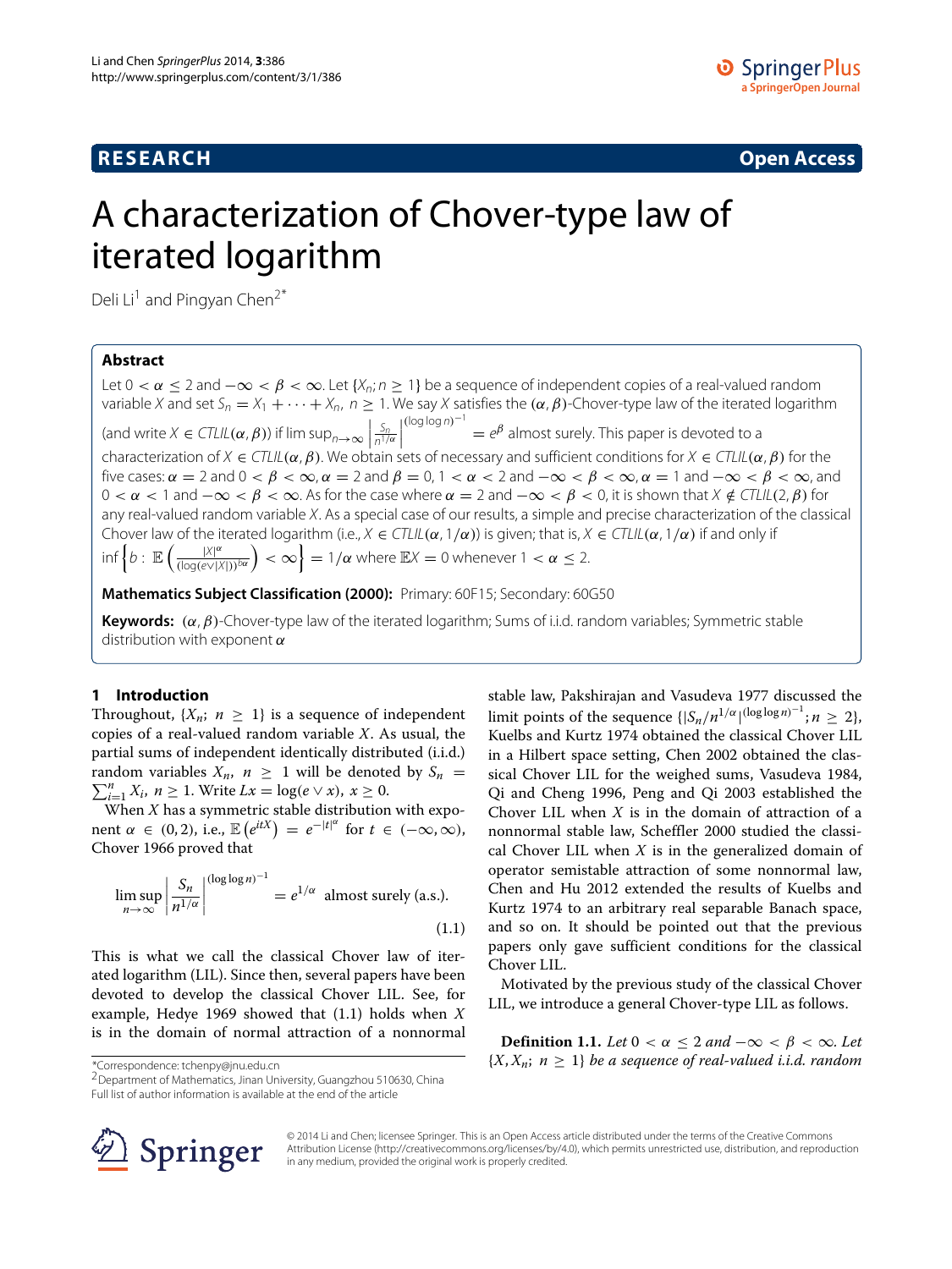RESEARCH **Open Access**

# A characterization of Chover-type law of iterated logarithm

Deli Li[1] and Pingyan Chen[2*]

## Abstract

Let $0 < \alpha \leq 2$ and $-\infty < \beta < \infty$. Let $\{X_n; n \geq 1\}$ be a sequence of independent copies of a real-valued random variable $X$ and set $S_n = X_1 + \cdots + X_n$, $n \geq 1$. We say $X$ satisfies the $(\alpha, \beta)$-Chover-type law of the iterated logarithm (and write $X \in CTLIL(\alpha, \beta)$) if $\limsup_{n\to\infty} \left|\frac{S_n}{n^{1/\alpha}}\right|^{(\log\log n)^{-1}} = e^{\beta}$ almost surely. This paper is devoted to a characterization of $X \in CTLIL(\alpha, \beta)$. We obtain sets of necessary and sufficient conditions for $X \in CTLIL(\alpha, \beta)$ for the five cases: $\alpha = 2$ and $0 < \beta < \infty$, $\alpha = 2$ and $\beta = 0$, $1 < \alpha < 2$ and $-\infty < \beta < \infty$, $\alpha = 1$ and $-\infty < \beta < \infty$, and $0 < \alpha < 1$ and $-\infty < \beta < \infty$. As for the case where $\alpha = 2$ and $-\infty < \beta < 0$, it is shown that $X \notin CTLIL(2, \beta)$ for any real-valued random variable $X$. As a special case of our results, a simple and precise characterization of the classical Chover law of the iterated logarithm (i.e., $X \in CTLIL(\alpha, 1/\alpha)$) is given; that is, $X \in CTLIL(\alpha, 1/\alpha)$ if and only if $\inf\left\{b: \mathbb{E}\left(\frac{|X|^{\alpha}}{(\log(e\vee|X|))^{b\alpha}}\right) < \infty\right\} = 1/\alpha$ where $\mathbb{E}X = 0$ whenever $1 < \alpha \leq 2$.

**Mathematics Subject Classification (2000):** Primary: 60F15; Secondary: 60G50

**Keywords:** $(\alpha, \beta)$-Chover-type law of the iterated logarithm; Sums of i.i.d. random variables; Symmetric stable distribution with exponent $\alpha$

## 1 Introduction

Throughout, $\{X_n;\ n \geq 1\}$ is a sequence of independent copies of a real-valued random variable $X$. As usual, the partial sums of independent identically distributed (i.i.d.) random variables $X_n$, $n \geq 1$ will be denoted by $S_n = \sum_{i=1}^{n} X_i$, $n \geq 1$. Write $Lx = \log(e \vee x)$, $x \geq 0$.

When $X$ has a symmetric stable distribution with exponent $\alpha \in (0, 2)$, i.e., $\mathbb{E}\left(e^{itX}\right) = e^{-|t|^{\alpha}}$ for $t \in (-\infty, \infty)$, Chover 1966 proved that

$$\limsup_{n\to\infty} \left|\frac{S_n}{n^{1/\alpha}}\right|^{(\log\log n)^{-1}} = e^{1/\alpha} \text{ almost surely (a.s.).} \tag{1.1}$$

This is what we call the classical Chover law of iterated logarithm (LIL). Since then, several papers have been devoted to develop the classical Chover LIL. See, for example, Hedye 1969 showed that (1.1) holds when $X$ is in the domain of normal attraction of a nonnormal stable law, Pakshirajan and Vasudeva 1977 discussed the limit points of the sequence $\{|S_n/n^{1/\alpha}|^{(\log\log n)^{-1}}; n \geq 2\}$, Kuelbs and Kurtz 1974 obtained the classical Chover LIL in a Hilbert space setting, Chen 2002 obtained the classical Chover LIL for the weighed sums, Vasudeva 1984, Qi and Cheng 1996, Peng and Qi 2003 established the Chover LIL when $X$ is in the domain of attraction of a nonnormal stable law, Scheffler 2000 studied the classical Chover LIL when $X$ is in the generalized domain of operator semistable attraction of some nonnormal law, Chen and Hu 2012 extended the results of Kuelbs and Kurtz 1974 to an arbitrary real separable Banach space, and so on. It should be pointed out that the previous papers only gave sufficient conditions for the classical Chover LIL.

Motivated by the previous study of the classical Chover LIL, we introduce a general Chover-type LIL as follows.

**Definition 1.1.** *Let $0 < \alpha \leq 2$ and $-\infty < \beta < \infty$. Let $\{X, X_n;\ n \geq 1\}$ be a sequence of real-valued i.i.d. random*

*Correspondence: tchenpy@jnu.edu.cn
[2]Department of Mathematics, Jinan University, Guangzhou 510630, China
Full list of author information is available at the end of the article

© 2014 Li and Chen; licensee Springer. This is an Open Access article distributed under the terms of the Creative Commons Attribution License (http://creativecommons.org/licenses/by/4.0), which permits unrestricted use, distribution, and reproduction in any medium, provided the original work is properly credited.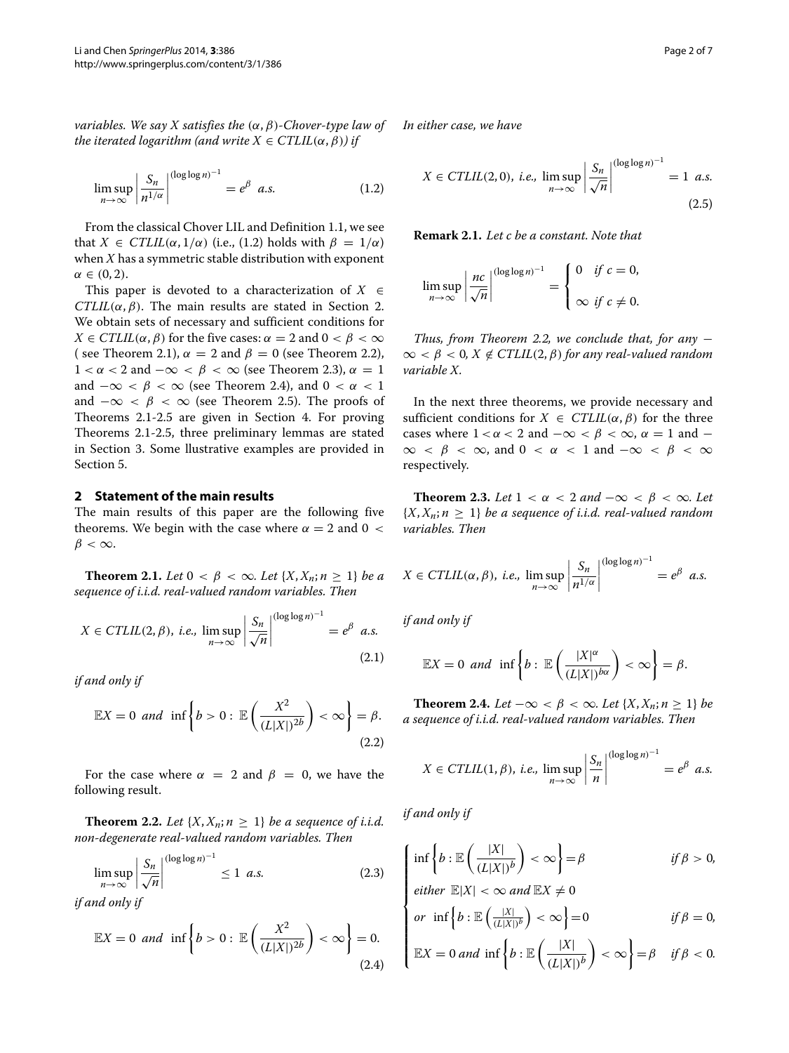*variables. We say X satisfies the $(\alpha, \beta)$-Chover-type law of the iterated logarithm (and write $X \in CTLIL(\alpha, \beta)$) if*

$$\limsup_{n\to\infty} \left| \frac{S_n}{n^{1/\alpha}} \right|^{(\log\log n)^{-1}} = e^{\beta} \ \ a.s. \tag{1.2}$$

From the classical Chover LIL and Definition 1.1, we see that $X \in CTLIL(\alpha, 1/\alpha)$ (i.e., (1.2) holds with $\beta = 1/\alpha$) when $X$ has a symmetric stable distribution with exponent $\alpha \in (0, 2)$.

This paper is devoted to a characterization of $X \in CTLIL(\alpha, \beta)$. The main results are stated in Section 2. We obtain sets of necessary and sufficient conditions for $X \in CTLIL(\alpha, \beta)$ for the five cases: $\alpha = 2$ and $0 < \beta < \infty$ ( see Theorem 2.1), $\alpha = 2$ and $\beta = 0$ (see Theorem 2.2), $1 < \alpha < 2$ and $-\infty < \beta < \infty$ (see Theorem 2.3), $\alpha = 1$ and $-\infty < \beta < \infty$ (see Theorem 2.4), and $0 < \alpha < 1$ and $-\infty < \beta < \infty$ (see Theorem 2.5). The proofs of Theorems 2.1-2.5 are given in Section 4. For proving Theorems 2.1-2.5, three preliminary lemmas are stated in Section 3. Some llustrative examples are provided in Section 5.

## 2 Statement of the main results

The main results of this paper are the following five theorems. We begin with the case where $\alpha = 2$ and $0 < \beta < \infty$.

**Theorem 2.1.** *Let $0 < \beta < \infty$. Let $\{X, X_n; n \geq 1\}$ be a sequence of i.i.d. real-valued random variables. Then*

$$X \in CTLIL(2, \beta), \ i.e., \ \limsup_{n\to\infty} \left| \frac{S_n}{\sqrt{n}} \right|^{(\log\log n)^{-1}} = e^{\beta} \ \ a.s. \tag{2.1}$$

*if and only if*

$$\mathbb{E}X = 0 \ \ and \ \ \inf\left\{ b > 0 : \ \mathbb{E}\left( \frac{X^2}{(L|X|)^{2b}} \right) < \infty \right\} = \beta. \tag{2.2}$$

For the case where $\alpha = 2$ and $\beta = 0$, we have the following result.

**Theorem 2.2.** *Let $\{X, X_n; n \geq 1\}$ be a sequence of i.i.d. non-degenerate real-valued random variables. Then*

$$\limsup_{n\to\infty} \left| \frac{S_n}{\sqrt{n}} \right|^{(\log\log n)^{-1}} \leq 1 \ \ a.s. \tag{2.3}$$

*if and only if*

$$\mathbb{E}X = 0 \ \ and \ \ \inf\left\{ b > 0 : \ \mathbb{E}\left( \frac{X^2}{(L|X|)^{2b}} \right) < \infty \right\} = 0. \tag{2.4}$$

*In either case, we have*

$$X \in CTLIL(2, 0), \ i.e., \ \limsup_{n\to\infty} \left| \frac{S_n}{\sqrt{n}} \right|^{(\log\log n)^{-1}} = 1 \ \ a.s. \tag{2.5}$$

**Remark 2.1.** *Let c be a constant. Note that*

$$\limsup_{n\to\infty} \left| \frac{nc}{\sqrt{n}} \right|^{(\log\log n)^{-1}} = \begin{cases} 0 & if \ c = 0, \\ \infty & if \ c \neq 0. \end{cases}$$

*Thus, from Theorem 2.2, we conclude that, for any $-\infty < \beta < 0$, $X \notin CTLIL(2, \beta)$ for any real-valued random variable X.*

In the next three theorems, we provide necessary and sufficient conditions for $X \in CTLIL(\alpha, \beta)$ for the three cases where $1 < \alpha < 2$ and $-\infty < \beta < \infty$, $\alpha = 1$ and $-\infty < \beta < \infty$, and $0 < \alpha < 1$ and $-\infty < \beta < \infty$ respectively.

**Theorem 2.3.** *Let $1 < \alpha < 2$ and $-\infty < \beta < \infty$. Let $\{X, X_n; n \geq 1\}$ be a sequence of i.i.d. real-valued random variables. Then*

$$X \in CTLIL(\alpha, \beta), \ i.e., \ \limsup_{n\to\infty} \left| \frac{S_n}{n^{1/\alpha}} \right|^{(\log\log n)^{-1}} = e^{\beta} \ \ a.s.$$

*if and only if*

$$\mathbb{E}X = 0 \ \ and \ \ \inf\left\{ b : \ \mathbb{E}\left( \frac{|X|^{\alpha}}{(L|X|)^{b\alpha}} \right) < \infty \right\} = \beta.$$

**Theorem 2.4.** *Let $-\infty < \beta < \infty$. Let $\{X, X_n; n \geq 1\}$ be a sequence of i.i.d. real-valued random variables. Then*

$$X \in CTLIL(1, \beta), \ i.e., \ \limsup_{n\to\infty} \left| \frac{S_n}{n} \right|^{(\log\log n)^{-1}} = e^{\beta} \ \ a.s.$$

*if and only if*

$$\begin{cases} \inf\left\{ b : \mathbb{E}\left( \dfrac{|X|}{(L|X|)^{b}} \right) < \infty \right\} = \beta & if \ \beta > 0, \\ either \ \ \mathbb{E}|X| < \infty \ and \ \mathbb{E}X \neq 0 & \\ or \ \ \inf\left\{ b : \mathbb{E}\left( \frac{|X|}{(L|X|)^{b}} \right) < \infty \right\} = 0 & if \ \beta = 0, \\ \mathbb{E}X = 0 \ and \ \inf\left\{ b : \mathbb{E}\left( \dfrac{|X|}{(L|X|)^{b}} \right) < \infty \right\} = \beta & if \ \beta < 0. \end{cases}$$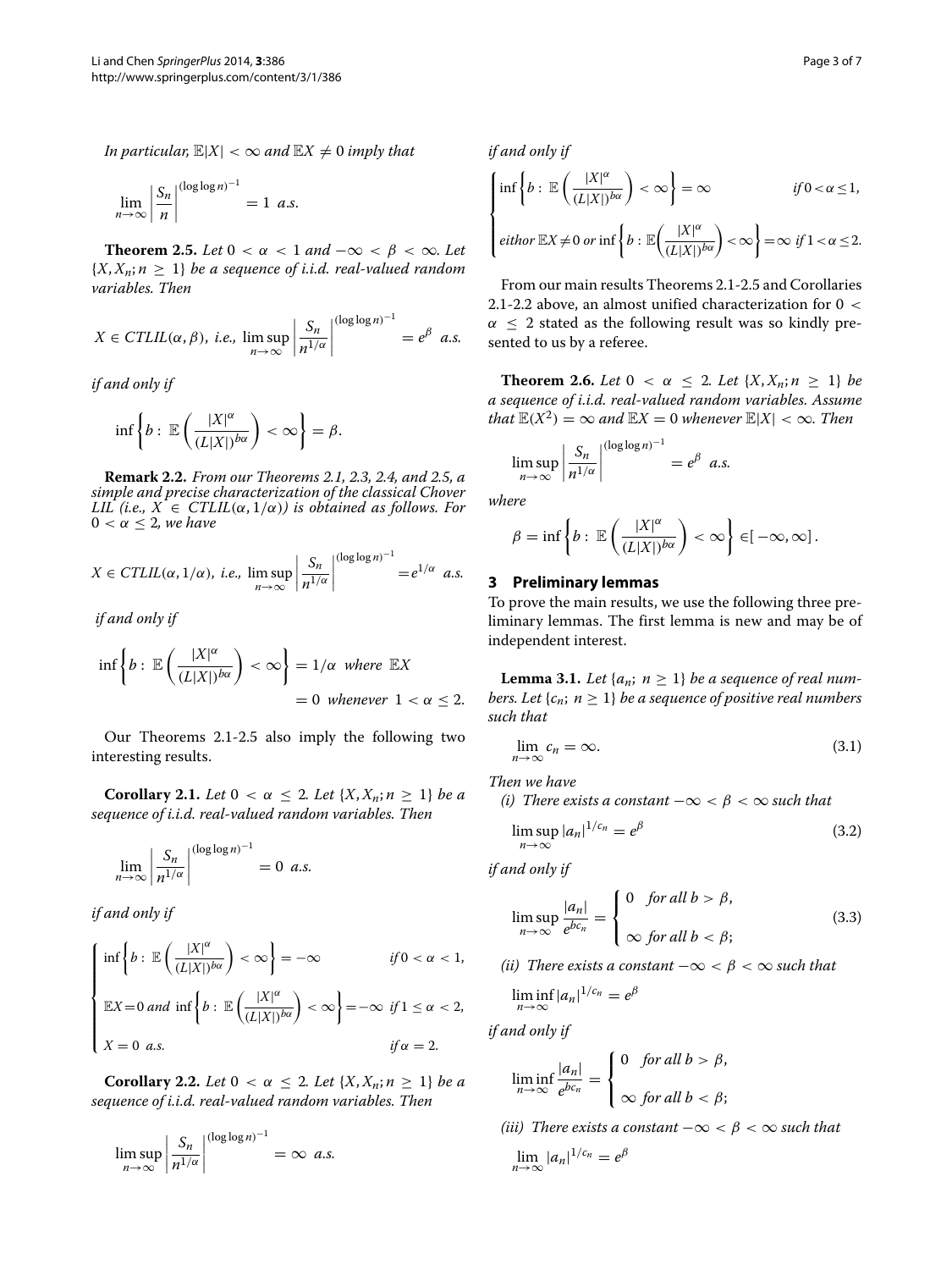*In particular,* $\mathbb{E}|X| < \infty$ *and* $\mathbb{E}X \neq 0$ *imply that*

$$\lim_{n\to\infty} \left| \frac{S_n}{n} \right|^{(\log\log n)^{-1}} = 1 \ \ a.s.$$

**Theorem 2.5.** *Let* $0 < \alpha < 1$ *and* $-\infty < \beta < \infty$*. Let* $\{X, X_n; n \geq 1\}$ *be a sequence of i.i.d. real-valued random variables. Then*

$$X \in CTLIL(\alpha,\beta), \ i.e., \ \limsup_{n\to\infty} \left| \frac{S_n}{n^{1/\alpha}} \right|^{(\log\log n)^{-1}} = e^{\beta} \ \ a.s.$$

*if and only if*

$$\inf\left\{ b: \ \mathbb{E}\left( \frac{|X|^{\alpha}}{(L|X|)^{b\alpha}} \right) < \infty \right\} = \beta.$$

**Remark 2.2.** *From our Theorems 2.1, 2.3, 2.4, and 2.5, a simple and precise characterization of the classical Chover LIL (i.e.,* $X \in CTLIL(\alpha, 1/\alpha)$*) is obtained as follows. For* $0 < \alpha \leq 2$*, we have*

$$X \in CTLIL(\alpha, 1/\alpha), \ i.e., \ \limsup_{n\to\infty} \left| \frac{S_n}{n^{1/\alpha}} \right|^{(\log\log n)^{-1}} = e^{1/\alpha} \ \ a.s.$$

*if and only if*

$$\inf\left\{ b: \ \mathbb{E}\left( \frac{|X|^{\alpha}}{(L|X|)^{b\alpha}} \right) < \infty \right\} = 1/\alpha \ \ where \ \mathbb{E}X = 0 \ \ whenever \ \ 1 < \alpha \leq 2.$$

Our Theorems 2.1-2.5 also imply the following two interesting results.

**Corollary 2.1.** *Let* $0 < \alpha \leq 2$*. Let* $\{X, X_n; n \geq 1\}$ *be a sequence of i.i.d. real-valued random variables. Then*

$$\lim_{n\to\infty} \left| \frac{S_n}{n^{1/\alpha}} \right|^{(\log\log n)^{-1}} = 0 \ \ a.s.$$

*if and only if*

$$\begin{cases} \inf\left\{ b: \ \mathbb{E}\left( \frac{|X|^{\alpha}}{(L|X|)^{b\alpha}} \right) < \infty \right\} = -\infty & if \, 0 < \alpha < 1, \\ \mathbb{E}X = 0 \ and \ \inf\left\{ b: \ \mathbb{E}\left( \frac{|X|^{\alpha}}{(L|X|)^{b\alpha}} \right) < \infty \right\} = -\infty & if \, 1 \leq \alpha < 2, \\ X = 0 \ \ a.s. & if \, \alpha = 2. \end{cases}$$

**Corollary 2.2.** *Let* $0 < \alpha \leq 2$*. Let* $\{X, X_n; n \geq 1\}$ *be a sequence of i.i.d. real-valued random variables. Then*

$$\limsup_{n\to\infty} \left| \frac{S_n}{n^{1/\alpha}} \right|^{(\log\log n)^{-1}} = \infty \ \ a.s.$$

*if and only if*

$$\begin{cases} \inf\left\{ b: \ \mathbb{E}\left( \frac{|X|^{\alpha}}{(L|X|)^{b\alpha}} \right) < \infty \right\} = \infty & if \, 0 < \alpha \leq 1, \\ eithor \ \mathbb{E}X \neq 0 \ or \ \inf\left\{ b: \mathbb{E}\left( \frac{|X|^{\alpha}}{(L|X|)^{b\alpha}} \right) < \infty \right\} = \infty & if \, 1 < \alpha \leq 2. \end{cases}$$

From our main results Theorems 2.1-2.5 and Corollaries 2.1-2.2 above, an almost unified characterization for $0 < \alpha \leq 2$ stated as the following result was so kindly presented to us by a referee.

**Theorem 2.6.** *Let* $0 < \alpha \leq 2$*. Let* $\{X, X_n; n \geq 1\}$ *be a sequence of i.i.d. real-valued random variables. Assume that* $\mathbb{E}(X^2) = \infty$ *and* $\mathbb{E}X = 0$ *whenever* $\mathbb{E}|X| < \infty$*. Then*

$$\limsup_{n\to\infty} \left| \frac{S_n}{n^{1/\alpha}} \right|^{(\log\log n)^{-1}} = e^{\beta} \ \ a.s.$$

*where*

$$\beta = \inf\left\{ b: \ \mathbb{E}\left( \frac{|X|^{\alpha}}{(L|X|)^{b\alpha}} \right) < \infty \right\} \in [-\infty, \infty].$$

## 3 Preliminary lemmas

To prove the main results, we use the following three preliminary lemmas. The first lemma is new and may be of independent interest.

**Lemma 3.1.** *Let* $\{a_n; \ n \geq 1\}$ *be a sequence of real numbers. Let* $\{c_n; \ n \geq 1\}$ *be a sequence of positive real numbers such that*

$$\lim_{n\to\infty} c_n = \infty. \tag{3.1}$$

*Then we have*

*(i) There exists a constant* $-\infty < \beta < \infty$ *such that*

$$\limsup_{n\to\infty} |a_n|^{1/c_n} = e^{\beta} \tag{3.2}$$

*if and only if*

$$\limsup_{n\to\infty} \frac{|a_n|}{e^{bc_n}} = \begin{cases} 0 & for \ all \ b > \beta, \\ \infty & for \ all \ b < \beta; \end{cases} \tag{3.3}$$

*(ii) There exists a constant* $-\infty < \beta < \infty$ *such that*

$$\liminf_{n\to\infty} |a_n|^{1/c_n} = e^{\beta}$$

*if and only if*

$$\liminf_{n\to\infty} \frac{|a_n|}{e^{bc_n}} = \begin{cases} 0 & for \ all \ b > \beta, \\ \infty & for \ all \ b < \beta; \end{cases}$$

*(iii) There exists a constant* $-\infty < \beta < \infty$ *such that*

$$\lim_{n\to\infty} |a_n|^{1/c_n} = e^{\beta}$$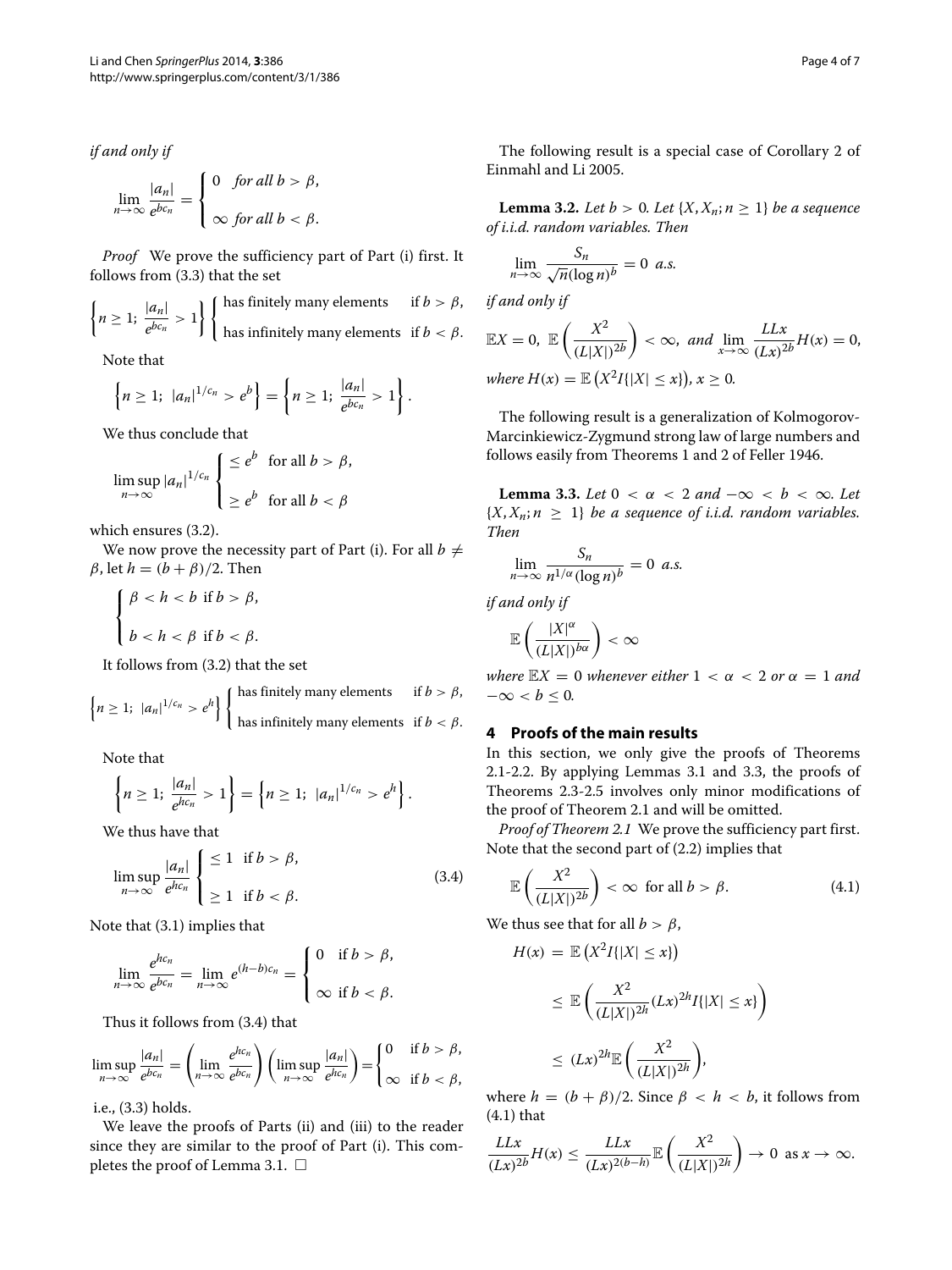*if and only if*

$$\lim_{n\to\infty} \frac{|a_n|}{e^{bc_n}} = \begin{cases} 0 & \textit{for all } b > \beta, \\ \infty & \textit{for all } b < \beta. \end{cases}$$

*Proof* We prove the sufficiency part of Part (i) first. It follows from (3.3) that the set

$$\left\{ n \geq 1;\ \frac{|a_n|}{e^{bc_n}} > 1 \right\} \begin{cases} \text{has finitely many elements} & \text{if } b > \beta, \\ \text{has infinitely many elements} & \text{if } b < \beta. \end{cases}$$

Note that

$$\left\{ n \geq 1;\ |a_n|^{1/c_n} > e^b \right\} = \left\{ n \geq 1;\ \frac{|a_n|}{e^{bc_n}} > 1 \right\}.$$

We thus conclude that

$$\limsup_{n\to\infty} |a_n|^{1/c_n} \begin{cases} \leq e^b & \text{for all } b > \beta, \\ \geq e^b & \text{for all } b < \beta \end{cases}$$

which ensures (3.2).

We now prove the necessity part of Part (i). For all $b \neq \beta$, let $h = (b+\beta)/2$. Then

$$\begin{cases} \beta < h < b \text{ if } b > \beta, \\ b < h < \beta \text{ if } b < \beta. \end{cases}$$

It follows from (3.2) that the set

$$\left\{ n \geq 1;\ |a_n|^{1/c_n} > e^h \right\} \begin{cases} \text{has finitely many elements} & \text{if } b > \beta, \\ \text{has infinitely many elements} & \text{if } b < \beta. \end{cases}$$

Note that

$$\left\{ n \geq 1;\ \frac{|a_n|}{e^{hc_n}} > 1 \right\} = \left\{ n \geq 1;\ |a_n|^{1/c_n} > e^h \right\}.$$

We thus have that

$$\limsup_{n\to\infty} \frac{|a_n|}{e^{hc_n}} \begin{cases} \leq 1 & \text{if } b > \beta, \\ \geq 1 & \text{if } b < \beta. \end{cases} \tag{3.4}$$

Note that (3.1) implies that

$$\lim_{n\to\infty} \frac{e^{hc_n}}{e^{bc_n}} = \lim_{n\to\infty} e^{(h-b)c_n} = \begin{cases} 0 & \text{if } b > \beta, \\ \infty & \text{if } b < \beta. \end{cases}$$

Thus it follows from (3.4) that

$$\limsup_{n\to\infty} \frac{|a_n|}{e^{bc_n}} = \left( \lim_{n\to\infty} \frac{e^{hc_n}}{e^{bc_n}} \right) \left( \limsup_{n\to\infty} \frac{|a_n|}{e^{hc_n}} \right) = \begin{cases} 0 & \text{if } b > \beta, \\ \infty & \text{if } b < \beta, \end{cases}$$

i.e., (3.3) holds.

We leave the proofs of Parts (ii) and (iii) to the reader since they are similar to the proof of Part (i). This completes the proof of Lemma 3.1. □

The following result is a special case of Corollary 2 of Einmahl and Li 2005.

**Lemma 3.2.** *Let $b > 0$. Let $\{X, X_n; n \geq 1\}$ be a sequence of i.i.d. random variables. Then*

$$\lim_{n\to\infty} \frac{S_n}{\sqrt{n}(\log n)^b} = 0 \ \textit{a.s.}$$

*if and only if*

$$\mathbb{E}X = 0,\ \mathbb{E}\left( \frac{X^2}{(L|X|)^{2b}} \right) < \infty,\ \textit{and}\ \lim_{x\to\infty} \frac{LLx}{(Lx)^{2b}} H(x) = 0,$$

*where $H(x) = \mathbb{E}\left(X^2 I\{|X| \leq x\}\right)$, $x \geq 0$.*

The following result is a generalization of Kolmogorov-Marcinkiewicz-Zygmund strong law of large numbers and follows easily from Theorems 1 and 2 of Feller 1946.

**Lemma 3.3.** *Let $0 < \alpha < 2$ and $-\infty < b < \infty$. Let $\{X, X_n; n \geq 1\}$ be a sequence of i.i.d. random variables. Then*

$$\lim_{n\to\infty} \frac{S_n}{n^{1/\alpha}(\log n)^b} = 0 \ \textit{a.s.}$$

*if and only if*

$$\mathbb{E}\left( \frac{|X|^\alpha}{(L|X|)^{b\alpha}} \right) < \infty$$

*where $\mathbb{E}X = 0$ whenever either $1 < \alpha < 2$ or $\alpha = 1$ and $-\infty < b \leq 0$.*

## 4 Proofs of the main results

In this section, we only give the proofs of Theorems 2.1-2.2. By applying Lemmas 3.1 and 3.3, the proofs of Theorems 2.3-2.5 involves only minor modifications of the proof of Theorem 2.1 and will be omitted.

*Proof of Theorem 2.1* We prove the sufficiency part first. Note that the second part of (2.2) implies that

$$\mathbb{E}\left( \frac{X^2}{(L|X|)^{2b}} \right) < \infty \ \text{ for all } b > \beta. \tag{4.1}$$

We thus see that for all $b > \beta$,

$$\begin{aligned} H(x) &= \mathbb{E}\left(X^2 I\{|X| \leq x\}\right) \\ &\leq \mathbb{E}\left( \frac{X^2}{(L|X|)^{2h}} (Lx)^{2h} I\{|X| \leq x\} \right) \\ &\leq (Lx)^{2h} \mathbb{E}\left( \frac{X^2}{(L|X|)^{2h}} \right), \end{aligned}$$

where $h = (b+\beta)/2$. Since $\beta < h < b$, it follows from (4.1) that

$$\frac{LLx}{(Lx)^{2b}} H(x) \leq \frac{LLx}{(Lx)^{2(b-h)}} \mathbb{E}\left( \frac{X^2}{(L|X|)^{2h}} \right) \to 0 \ \text{ as } x \to \infty.$$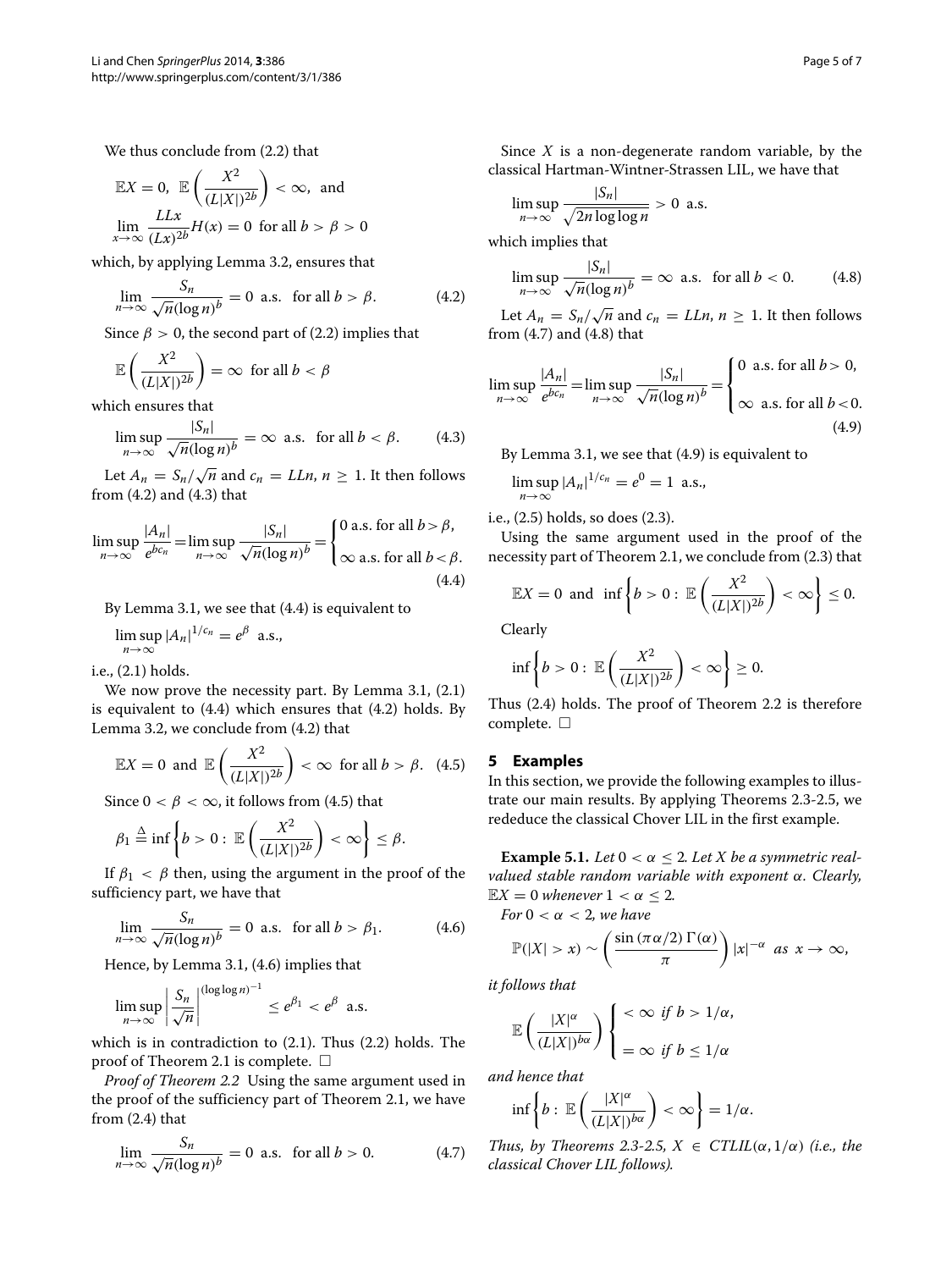We thus conclude from (2.2) that

$$\mathbb{E}X = 0, \ \ \mathbb{E}\left(\frac{X^2}{(L|X|)^{2b}}\right) < \infty, \ \text{ and}$$
$$\lim_{x\to\infty}\frac{LLx}{(Lx)^{2b}}H(x) = 0 \ \text{ for all } b > \beta > 0$$

which, by applying Lemma 3.2, ensures that

$$\lim_{n\to\infty}\frac{S_n}{\sqrt{n}(\log n)^b} = 0 \ \text{ a.s. } \ \text{for all } b > \beta. \tag{4.2}$$

Since $\beta > 0$, the second part of (2.2) implies that

$$\mathbb{E}\left(\frac{X^2}{(L|X|)^{2b}}\right) = \infty \ \text{ for all } b < \beta$$

which ensures that

$$\limsup_{n\to\infty}\frac{|S_n|}{\sqrt{n}(\log n)^b} = \infty \ \text{ a.s. } \ \text{for all } b < \beta. \tag{4.3}$$

Let $A_n = S_n/\sqrt{n}$ and $c_n = LLn$, $n \geq 1$. It then follows from (4.2) and (4.3) that

$$\limsup_{n\to\infty}\frac{|A_n|}{e^{bc_n}} = \limsup_{n\to\infty}\frac{|S_n|}{\sqrt{n}(\log n)^b} = \begin{cases} 0 \text{ a.s. for all } b > \beta, \\ \infty \text{ a.s. for all } b < \beta. \end{cases} \tag{4.4}$$

By Lemma 3.1, we see that (4.4) is equivalent to

$$\limsup_{n\to\infty}|A_n|^{1/c_n} = e^{\beta} \ \text{ a.s.,}$$

i.e., (2.1) holds.

We now prove the necessity part. By Lemma 3.1, (2.1) is equivalent to (4.4) which ensures that (4.2) holds. By Lemma 3.2, we conclude from (4.2) that

$$\mathbb{E}X = 0 \ \text{ and } \ \mathbb{E}\left(\frac{X^2}{(L|X|)^{2b}}\right) < \infty \ \text{ for all } b > \beta. \tag{4.5}$$

Since $0 < \beta < \infty$, it follows from (4.5) that

$$\beta_1 \stackrel{\Delta}{=} \inf\left\{b > 0 : \ \mathbb{E}\left(\frac{X^2}{(L|X|)^{2b}}\right) < \infty\right\} \leq \beta.$$

If $\beta_1 < \beta$ then, using the argument in the proof of the sufficiency part, we have that

$$\lim_{n\to\infty}\frac{S_n}{\sqrt{n}(\log n)^b} = 0 \ \text{ a.s. } \ \text{for all } b > \beta_1. \tag{4.6}$$

Hence, by Lemma 3.1, (4.6) implies that

$$\limsup_{n\to\infty}\left|\frac{S_n}{\sqrt{n}}\right|^{(\log\log n)^{-1}} \leq e^{\beta_1} < e^{\beta} \ \text{ a.s.}$$

which is in contradiction to (2.1). Thus (2.2) holds. The proof of Theorem 2.1 is complete. □

*Proof of Theorem 2.2* Using the same argument used in the proof of the sufficiency part of Theorem 2.1, we have from (2.4) that

$$\lim_{n\to\infty}\frac{S_n}{\sqrt{n}(\log n)^b} = 0 \ \text{ a.s. } \ \text{for all } b > 0. \tag{4.7}$$

Since $X$ is a non-degenerate random variable, by the classical Hartman-Wintner-Strassen LIL, we have that

$$\limsup_{n\to\infty}\frac{|S_n|}{\sqrt{2n\log\log n}} > 0 \ \text{ a.s.}$$

which implies that

$$\limsup_{n\to\infty}\frac{|S_n|}{\sqrt{n}(\log n)^b} = \infty \ \text{ a.s. } \ \text{for all } b < 0. \tag{4.8}$$

Let $A_n = S_n/\sqrt{n}$ and $c_n = LLn$, $n \geq 1$. It then follows from (4.7) and (4.8) that

$$\limsup_{n\to\infty}\frac{|A_n|}{e^{bc_n}} = \limsup_{n\to\infty}\frac{|S_n|}{\sqrt{n}(\log n)^b} = \begin{cases} 0 \text{ a.s. for all } b > 0, \\ \infty \text{ a.s. for all } b < 0. \end{cases} \tag{4.9}$$

By Lemma 3.1, we see that (4.9) is equivalent to

$$\limsup_{n\to\infty}|A_n|^{1/c_n} = e^{0} = 1 \ \text{ a.s.,}$$

i.e., (2.5) holds, so does (2.3).

Using the same argument used in the proof of the necessity part of Theorem 2.1, we conclude from (2.3) that

$$\mathbb{E}X = 0 \ \text{ and } \ \inf\left\{b > 0 : \ \mathbb{E}\left(\frac{X^2}{(L|X|)^{2b}}\right) < \infty\right\} \leq 0.$$

Clearly

$$\inf\left\{b > 0 : \ \mathbb{E}\left(\frac{X^2}{(L|X|)^{2b}}\right) < \infty\right\} \geq 0.$$

Thus (2.4) holds. The proof of Theorem 2.2 is therefore complete. □

## 5 Examples

In this section, we provide the following examples to illustrate our main results. By applying Theorems 2.3-2.5, we rededuce the classical Chover LIL in the first example.

**Example 5.1.** *Let $0 < \alpha \leq 2$. Let $X$ be a symmetric real-valued stable random variable with exponent $\alpha$. Clearly, $\mathbb{E}X = 0$ whenever $1 < \alpha \leq 2$.*

*For $0 < \alpha < 2$, we have*

$$\mathbb{P}(|X| > x) \sim \left(\frac{\sin(\pi\alpha/2)\,\Gamma(\alpha)}{\pi}\right)|x|^{-\alpha} \ \text{ as } \ x \to \infty,$$

*it follows that*

$$\mathbb{E}\left(\frac{|X|^{\alpha}}{(L|X|)^{b\alpha}}\right) \begin{cases} < \infty \ \text{ if } b > 1/\alpha, \\ = \infty \ \text{ if } b \leq 1/\alpha \end{cases}$$

*and hence that*

$$\inf\left\{b : \ \mathbb{E}\left(\frac{|X|^{\alpha}}{(L|X|)^{b\alpha}}\right) < \infty\right\} = 1/\alpha.$$

*Thus, by Theorems 2.3-2.5, $X \in CTLIL(\alpha, 1/\alpha)$ (i.e., the classical Chover LIL follows).*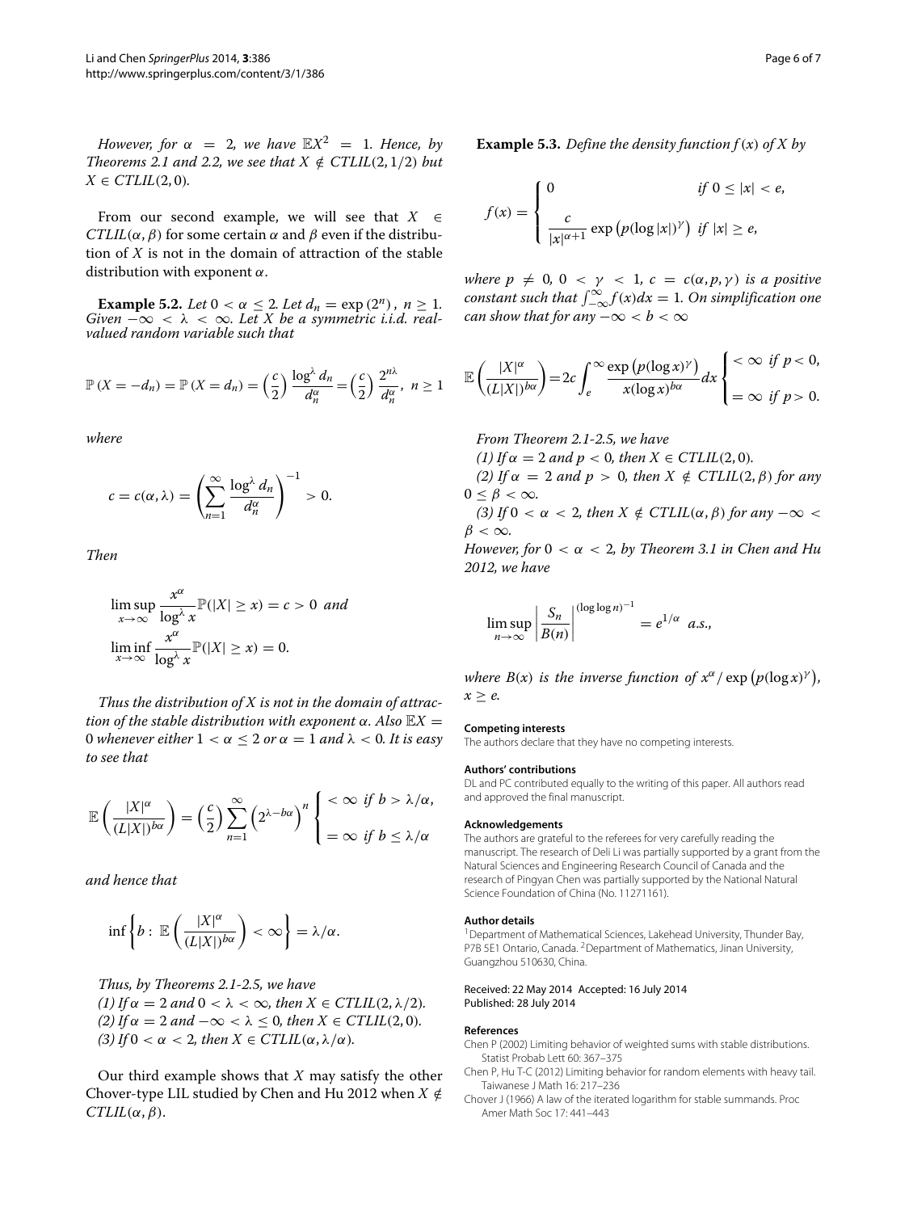*However, for $\alpha = 2$, we have $\mathbb{E}X^2 = 1$. Hence, by Theorems 2.1 and 2.2, we see that $X \notin CTLIL(2, 1/2)$ but $X \in CTLIL(2, 0)$.*

From our second example, we will see that $X \in CTLIL(\alpha, \beta)$ for some certain $\alpha$ and $\beta$ even if the distribution of $X$ is not in the domain of attraction of the stable distribution with exponent $\alpha$.

**Example 5.2.** *Let $0 < \alpha \leq 2$. Let $d_n = \exp(2^n)$, $n \geq 1$. Given $-\infty < \lambda < \infty$. Let $X$ be a symmetric i.i.d. real-valued random variable such that*

$$\mathbb{P}(X = -d_n) = \mathbb{P}(X = d_n) = \left(\frac{c}{2}\right) \frac{\log^{\lambda} d_n}{d_n^{\alpha}} = \left(\frac{c}{2}\right) \frac{2^{n\lambda}}{d_n^{\alpha}}, \; n \geq 1$$

*where*

$$c = c(\alpha, \lambda) = \left( \sum_{n=1}^{\infty} \frac{\log^{\lambda} d_n}{d_n^{\alpha}} \right)^{-1} > 0.$$

*Then*

$$\limsup_{x \to \infty} \frac{x^{\alpha}}{\log^{\lambda} x} \mathbb{P}(|X| \geq x) = c > 0 \; \text{ and}$$
$$\liminf_{x \to \infty} \frac{x^{\alpha}}{\log^{\lambda} x} \mathbb{P}(|X| \geq x) = 0.$$

*Thus the distribution of $X$ is not in the domain of attraction of the stable distribution with exponent $\alpha$. Also $\mathbb{E}X = 0$ whenever either $1 < \alpha \leq 2$ or $\alpha = 1$ and $\lambda < 0$. It is easy to see that*

$$\mathbb{E}\left(\frac{|X|^{\alpha}}{(L|X|)^{b\alpha}}\right) = \left(\frac{c}{2}\right) \sum_{n=1}^{\infty} \left(2^{\lambda - b\alpha}\right)^n \begin{cases} < \infty & \text{if } b > \lambda/\alpha, \\ = \infty & \text{if } b \leq \lambda/\alpha \end{cases}$$

*and hence that*

$$\inf\left\{ b : \; \mathbb{E}\left(\frac{|X|^{\alpha}}{(L|X|)^{b\alpha}}\right) < \infty \right\} = \lambda/\alpha.$$

*Thus, by Theorems 2.1-2.5, we have*
*(1) If $\alpha = 2$ and $0 < \lambda < \infty$, then $X \in CTLIL(2, \lambda/2)$.*
*(2) If $\alpha = 2$ and $-\infty < \lambda \leq 0$, then $X \in CTLIL(2, 0)$.*
*(3) If $0 < \alpha < 2$, then $X \in CTLIL(\alpha, \lambda/\alpha)$.*

Our third example shows that $X$ may satisfy the other Chover-type LIL studied by Chen and Hu 2012 when $X \notin CTLIL(\alpha, \beta)$.

**Example 5.3.** *Define the density function $f(x)$ of $X$ by*

$$f(x) = \begin{cases} 0 & \text{if } 0 \leq |x| < e, \\ \dfrac{c}{|x|^{\alpha+1}} \exp\left(p(\log|x|)^{\gamma}\right) & \text{if } |x| \geq e, \end{cases}$$

*where $p \neq 0$, $0 < \gamma < 1$, $c = c(\alpha, p, \gamma)$ is a positive constant such that $\int_{-\infty}^{\infty} f(x)dx = 1$. On simplification one can show that for any $-\infty < b < \infty$*

$$\mathbb{E}\left(\frac{|X|^{\alpha}}{(L|X|)^{b\alpha}}\right) = 2c \int_{e}^{\infty} \frac{\exp\left(p(\log x)^{\gamma}\right)}{x(\log x)^{b\alpha}} dx \begin{cases} < \infty & \text{if } p < 0, \\ = \infty & \text{if } p > 0. \end{cases}$$

*From Theorem 2.1-2.5, we have*
*(1) If $\alpha = 2$ and $p < 0$, then $X \in CTLIL(2, 0)$.*
*(2) If $\alpha = 2$ and $p > 0$, then $X \notin CTLIL(2, \beta)$ for any $0 \leq \beta < \infty$.*
*(3) If $0 < \alpha < 2$, then $X \notin CTLIL(\alpha, \beta)$ for any $-\infty < \beta < \infty$.*
*However, for $0 < \alpha < 2$, by Theorem 3.1 in Chen and Hu 2012, we have*

$$\limsup_{n \to \infty} \left| \frac{S_n}{B(n)} \right|^{(\log \log n)^{-1}} = e^{1/\alpha} \;\; a.s.,$$

*where $B(x)$ is the inverse function of $x^{\alpha}/\exp\left(p(\log x)^{\gamma}\right)$, $x \geq e$.*

#### Competing interests
The authors declare that they have no competing interests.

#### Authors' contributions
DL and PC contributed equally to the writing of this paper. All authors read and approved the final manuscript.

#### Acknowledgements
The authors are grateful to the referees for very carefully reading the manuscript. The research of Deli Li was partially supported by a grant from the Natural Sciences and Engineering Research Council of Canada and the research of Pingyan Chen was partially supported by the National Natural Science Foundation of China (No. 11271161).

#### Author details
[1]Department of Mathematical Sciences, Lakehead University, Thunder Bay, P7B 5E1 Ontario, Canada. [2]Department of Mathematics, Jinan University, Guangzhou 510630, China.

Received: 22 May 2014 Accepted: 16 July 2014
Published: 28 July 2014

#### References
Chen P (2002) Limiting behavior of weighted sums with stable distributions. Statist Probab Lett 60: 367–375
Chen P, Hu T-C (2012) Limiting behavior for random elements with heavy tail. Taiwanese J Math 16: 217–236
Chover J (1966) A law of the iterated logarithm for stable summands. Proc Amer Math Soc 17: 441–443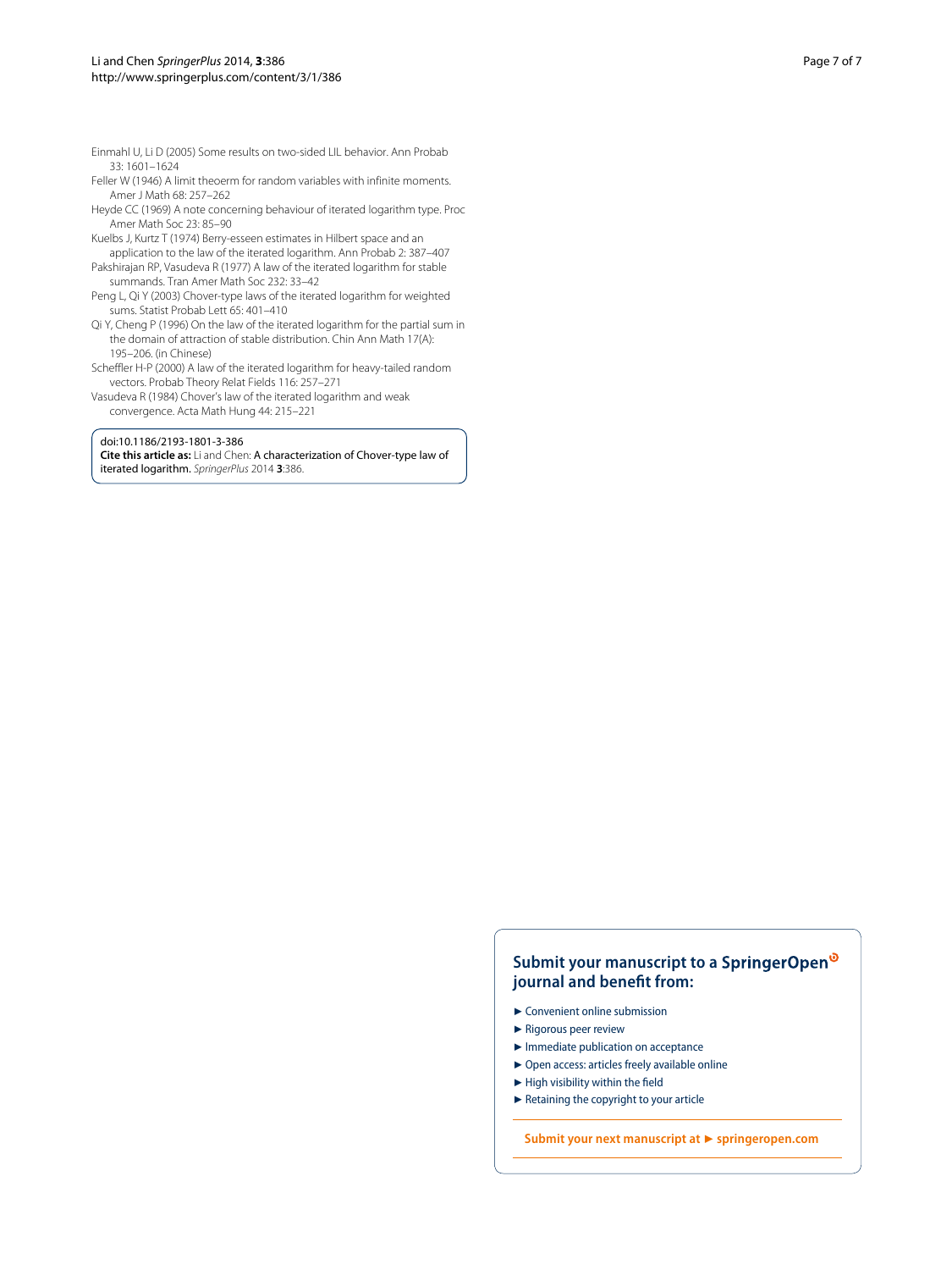Einmahl U, Li D (2005) Some results on two-sided LIL behavior. Ann Probab 33: 1601–1624

Feller W (1946) A limit theoerm for random variables with infinite moments. Amer J Math 68: 257–262

Heyde CC (1969) A note concerning behaviour of iterated logarithm type. Proc Amer Math Soc 23: 85–90

Kuelbs J, Kurtz T (1974) Berry-esseen estimates in Hilbert space and an application to the law of the iterated logarithm. Ann Probab 2: 387–407

Pakshirajan RP, Vasudeva R (1977) A law of the iterated logarithm for stable summands. Tran Amer Math Soc 232: 33–42

Peng L, Qi Y (2003) Chover-type laws of the iterated logarithm for weighted sums. Statist Probab Lett 65: 401–410

Qi Y, Cheng P (1996) On the law of the iterated logarithm for the partial sum in the domain of attraction of stable distribution. Chin Ann Math 17(A): 195–206. (in Chinese)

Scheffler H-P (2000) A law of the iterated logarithm for heavy-tailed random vectors. Probab Theory Relat Fields 116: 257–271

Vasudeva R (1984) Chover's law of the iterated logarithm and weak convergence. Acta Math Hung 44: 215–221

doi:10.1186/2193-1801-3-386

**Cite this article as:** Li and Chen: A characterization of Chover-type law of iterated logarithm. *SpringerPlus* 2014 **3**:386.

**Submit your manuscript to a SpringerOpen journal and benefit from:**

- ► Convenient online submission
- ► Rigorous peer review
- ► Immediate publication on acceptance
- ► Open access: articles freely available online
- ► High visibility within the field
- ► Retaining the copyright to your article

**Submit your next manuscript at ► springeropen.com**